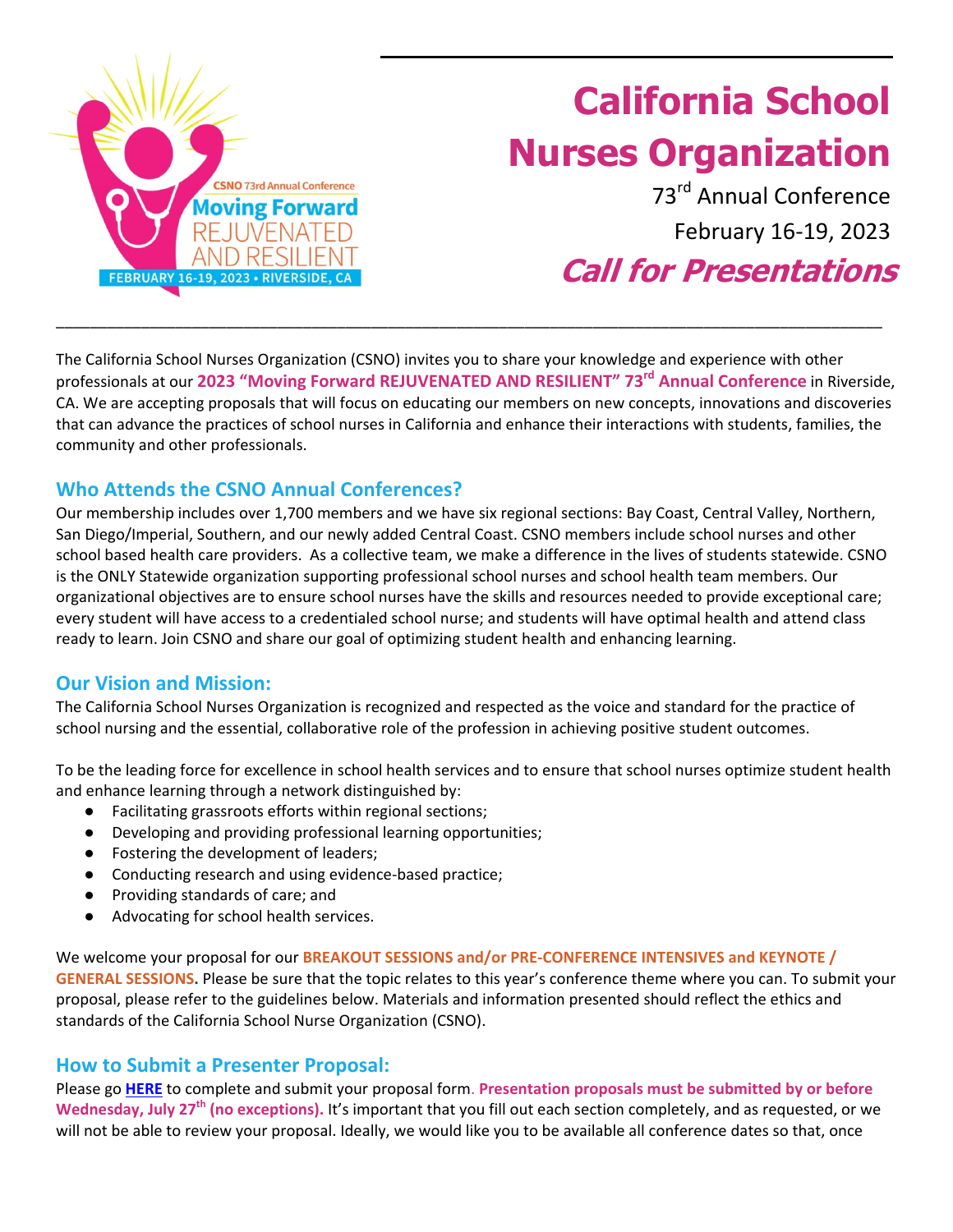# California School Nurses Organization

73rd Annual Conference

February 16-19, 2023

***Call for Presentations***

The California School Nurses Organization (CSNO) invites you to share your knowledge and experience with other professionals at our **2023 "Moving Forward REJUVENATED AND RESILIENT" 73rd Annual Conference** in Riverside, CA. We are accepting proposals that will focus on educating our members on new concepts, innovations and discoveries that can advance the practices of school nurses in California and enhance their interactions with students, families, the community and other professionals.

## Who Attends the CSNO Annual Conferences?

Our membership includes over 1,700 members and we have six regional sections: Bay Coast, Central Valley, Northern, San Diego/Imperial, Southern, and our newly added Central Coast. CSNO members include school nurses and other school based health care providers. As a collective team, we make a difference in the lives of students statewide. CSNO is the ONLY Statewide organization supporting professional school nurses and school health team members. Our organizational objectives are to ensure school nurses have the skills and resources needed to provide exceptional care; every student will have access to a credentialed school nurse; and students will have optimal health and attend class ready to learn. Join CSNO and share our goal of optimizing student health and enhancing learning.

## Our Vision and Mission:

The California School Nurses Organization is recognized and respected as the voice and standard for the practice of school nursing and the essential, collaborative role of the profession in achieving positive student outcomes.

To be the leading force for excellence in school health services and to ensure that school nurses optimize student health and enhance learning through a network distinguished by:

- Facilitating grassroots efforts within regional sections;
- Developing and providing professional learning opportunities;
- Fostering the development of leaders;
- Conducting research and using evidence-based practice;
- Providing standards of care; and
- Advocating for school health services.

We welcome your proposal for our **BREAKOUT SESSIONS and/or PRE-CONFERENCE INTENSIVES and KEYNOTE / GENERAL SESSIONS.** Please be sure that the topic relates to this year's conference theme where you can. To submit your proposal, please refer to the guidelines below. Materials and information presented should reflect the ethics and standards of the California School Nurse Organization (CSNO).

## How to Submit a Presenter Proposal:

Please go HERE to complete and submit your proposal form. **Presentation proposals must be submitted by or before Wednesday, July 27th (no exceptions).** It's important that you fill out each section completely, and as requested, or we will not be able to review your proposal. Ideally, we would like you to be available all conference dates so that, once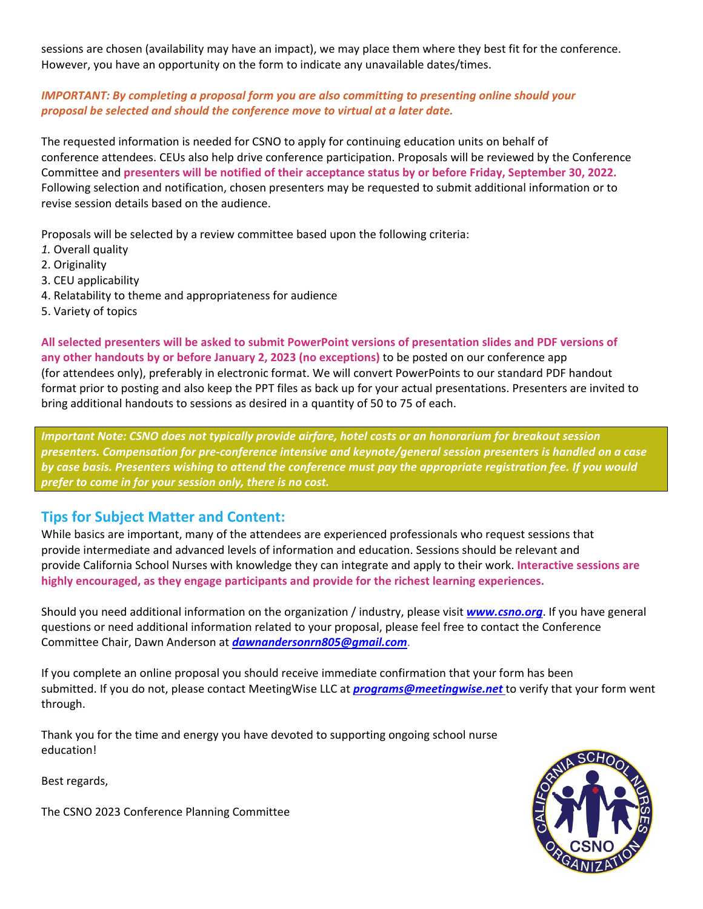sessions are chosen (availability may have an impact), we may place them where they best fit for the conference. However, you have an opportunity on the form to indicate any unavailable dates/times.

***IMPORTANT: By completing a proposal form you are also committing to presenting online should your proposal be selected and should the conference move to virtual at a later date.***

The requested information is needed for CSNO to apply for continuing education units on behalf of conference attendees. CEUs also help drive conference participation. Proposals will be reviewed by the Conference Committee and **presenters will be notified of their acceptance status by or before Friday, September 30, 2022.** Following selection and notification, chosen presenters may be requested to submit additional information or to revise session details based on the audience.

Proposals will be selected by a review committee based upon the following criteria:

1. Overall quality
2. Originality
3. CEU applicability
4. Relatability to theme and appropriateness for audience
5. Variety of topics

**All selected presenters will be asked to submit PowerPoint versions of presentation slides and PDF versions of any other handouts by or before January 2, 2023 (no exceptions)** to be posted on our conference app (for attendees only), preferably in electronic format. We will convert PowerPoints to our standard PDF handout format prior to posting and also keep the PPT files as back up for your actual presentations. Presenters are invited to bring additional handouts to sessions as desired in a quantity of 50 to 75 of each.

***Important Note: CSNO does not typically provide airfare, hotel costs or an honorarium for breakout session presenters. Compensation for pre-conference intensive and keynote/general session presenters is handled on a case by case basis. Presenters wishing to attend the conference must pay the appropriate registration fee. If you would prefer to come in for your session only, there is no cost.***

## Tips for Subject Matter and Content:

While basics are important, many of the attendees are experienced professionals who request sessions that provide intermediate and advanced levels of information and education. Sessions should be relevant and provide California School Nurses with knowledge they can integrate and apply to their work. **Interactive sessions are highly encouraged, as they engage participants and provide for the richest learning experiences.**

Should you need additional information on the organization / industry, please visit ***www.csno.org***. If you have general questions or need additional information related to your proposal, please feel free to contact the Conference Committee Chair, Dawn Anderson at ***dawnandersonrn805@gmail.com***.

If you complete an online proposal you should receive immediate confirmation that your form has been submitted. If you do not, please contact MeetingWise LLC at ***programs@meetingwise.net*** to verify that your form went through.

Thank you for the time and energy you have devoted to supporting ongoing school nurse education!

Best regards,

The CSNO 2023 Conference Planning Committee